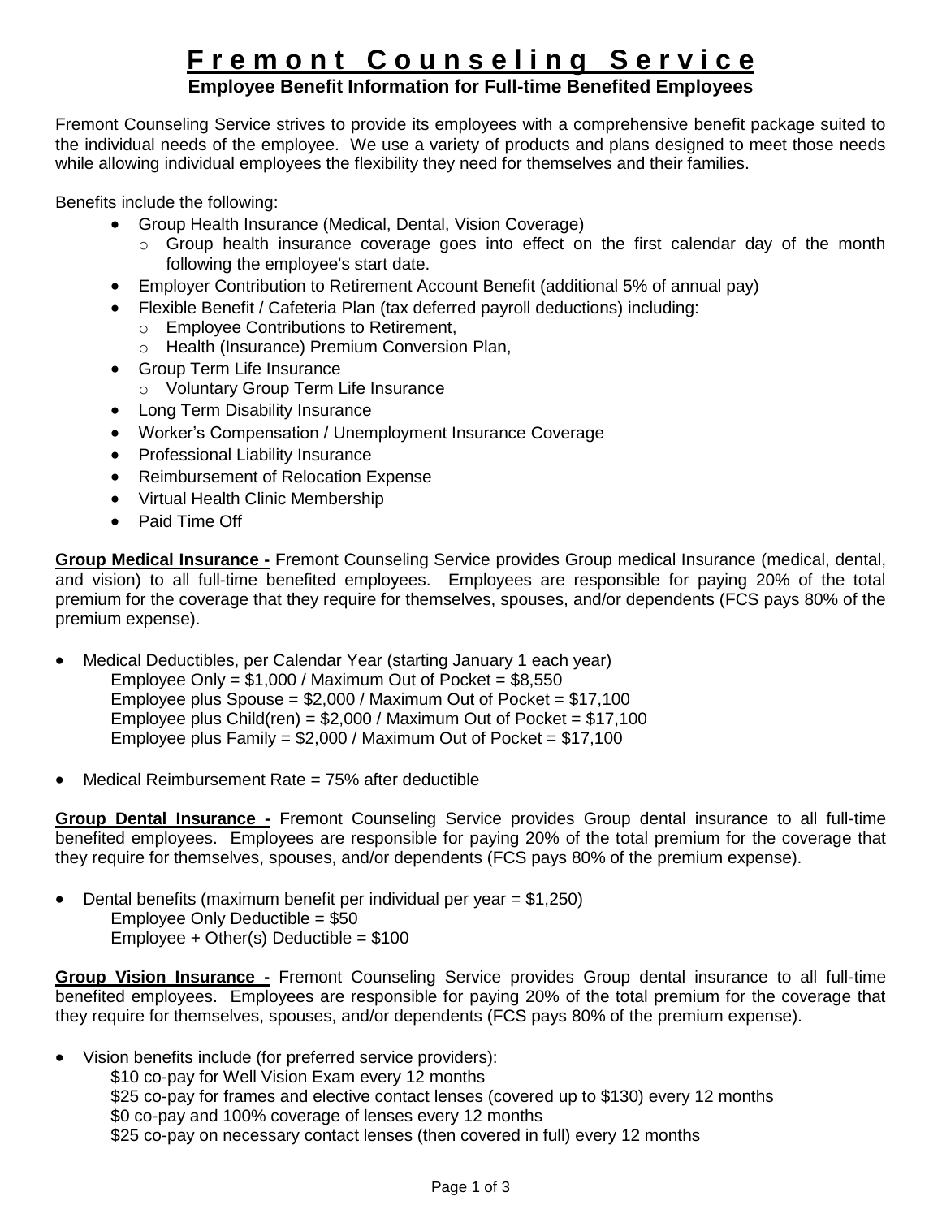# Fremont Counseling Service

## Employee Benefit Information for Full-time Benefited Employees

Fremont Counseling Service strives to provide its employees with a comprehensive benefit package suited to the individual needs of the employee. We use a variety of products and plans designed to meet those needs while allowing individual employees the flexibility they need for themselves and their families.

Benefits include the following:

- Group Health Insurance (Medical, Dental, Vision Coverage)
  - Group health insurance coverage goes into effect on the first calendar day of the month following the employee's start date.
- Employer Contribution to Retirement Account Benefit (additional 5% of annual pay)
- Flexible Benefit / Cafeteria Plan (tax deferred payroll deductions) including:
  - Employee Contributions to Retirement,
  - Health (Insurance) Premium Conversion Plan,
- Group Term Life Insurance
  - Voluntary Group Term Life Insurance
- Long Term Disability Insurance
- Worker's Compensation / Unemployment Insurance Coverage
- Professional Liability Insurance
- Reimbursement of Relocation Expense
- Virtual Health Clinic Membership
- Paid Time Off

**Group Medical Insurance -** Fremont Counseling Service provides Group medical Insurance (medical, dental, and vision) to all full-time benefited employees. Employees are responsible for paying 20% of the total premium for the coverage that they require for themselves, spouses, and/or dependents (FCS pays 80% of the premium expense).

- Medical Deductibles, per Calendar Year (starting January 1 each year)
  Employee Only = $1,000 / Maximum Out of Pocket = $8,550
  Employee plus Spouse = $2,000 / Maximum Out of Pocket = $17,100
  Employee plus Child(ren) = $2,000 / Maximum Out of Pocket = $17,100
  Employee plus Family = $2,000 / Maximum Out of Pocket = $17,100

- Medical Reimbursement Rate = 75% after deductible

**Group Dental Insurance -** Fremont Counseling Service provides Group dental insurance to all full-time benefited employees. Employees are responsible for paying 20% of the total premium for the coverage that they require for themselves, spouses, and/or dependents (FCS pays 80% of the premium expense).

- Dental benefits (maximum benefit per individual per year = $1,250)
  Employee Only Deductible = $50
  Employee + Other(s) Deductible = $100

**Group Vision Insurance -** Fremont Counseling Service provides Group dental insurance to all full-time benefited employees. Employees are responsible for paying 20% of the total premium for the coverage that they require for themselves, spouses, and/or dependents (FCS pays 80% of the premium expense).

- Vision benefits include (for preferred service providers):
  $10 co-pay for Well Vision Exam every 12 months
  $25 co-pay for frames and elective contact lenses (covered up to $130) every 12 months
  $0 co-pay and 100% coverage of lenses every 12 months
  $25 co-pay on necessary contact lenses (then covered in full) every 12 months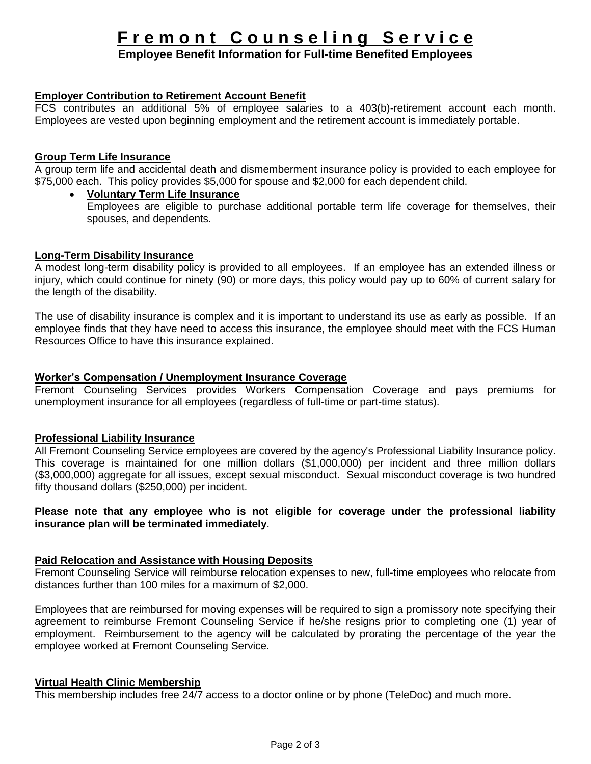# Fremont Counseling Service

**Employee Benefit Information for Full-time Benefited Employees**

## Employer Contribution to Retirement Account Benefit

FCS contributes an additional 5% of employee salaries to a 403(b)-retirement account each month. Employees are vested upon beginning employment and the retirement account is immediately portable.

## Group Term Life Insurance

A group term life and accidental death and dismemberment insurance policy is provided to each employee for $75,000 each. This policy provides $5,000 for spouse and $2,000 for each dependent child.

- **Voluntary Term Life Insurance**
  Employees are eligible to purchase additional portable term life coverage for themselves, their spouses, and dependents.

## Long-Term Disability Insurance

A modest long-term disability policy is provided to all employees. If an employee has an extended illness or injury, which could continue for ninety (90) or more days, this policy would pay up to 60% of current salary for the length of the disability.

The use of disability insurance is complex and it is important to understand its use as early as possible. If an employee finds that they have need to access this insurance, the employee should meet with the FCS Human Resources Office to have this insurance explained.

## Worker's Compensation / Unemployment Insurance Coverage

Fremont Counseling Services provides Workers Compensation Coverage and pays premiums for unemployment insurance for all employees (regardless of full-time or part-time status).

## Professional Liability Insurance

All Fremont Counseling Service employees are covered by the agency's Professional Liability Insurance policy. This coverage is maintained for one million dollars ($1,000,000) per incident and three million dollars ($3,000,000) aggregate for all issues, except sexual misconduct. Sexual misconduct coverage is two hundred fifty thousand dollars ($250,000) per incident.

**Please note that any employee who is not eligible for coverage under the professional liability insurance plan will be terminated immediately**.

## Paid Relocation and Assistance with Housing Deposits

Fremont Counseling Service will reimburse relocation expenses to new, full-time employees who relocate from distances further than 100 miles for a maximum of $2,000.

Employees that are reimbursed for moving expenses will be required to sign a promissory note specifying their agreement to reimburse Fremont Counseling Service if he/she resigns prior to completing one (1) year of employment. Reimbursement to the agency will be calculated by prorating the percentage of the year the employee worked at Fremont Counseling Service.

## Virtual Health Clinic Membership

This membership includes free 24/7 access to a doctor online or by phone (TeleDoc) and much more.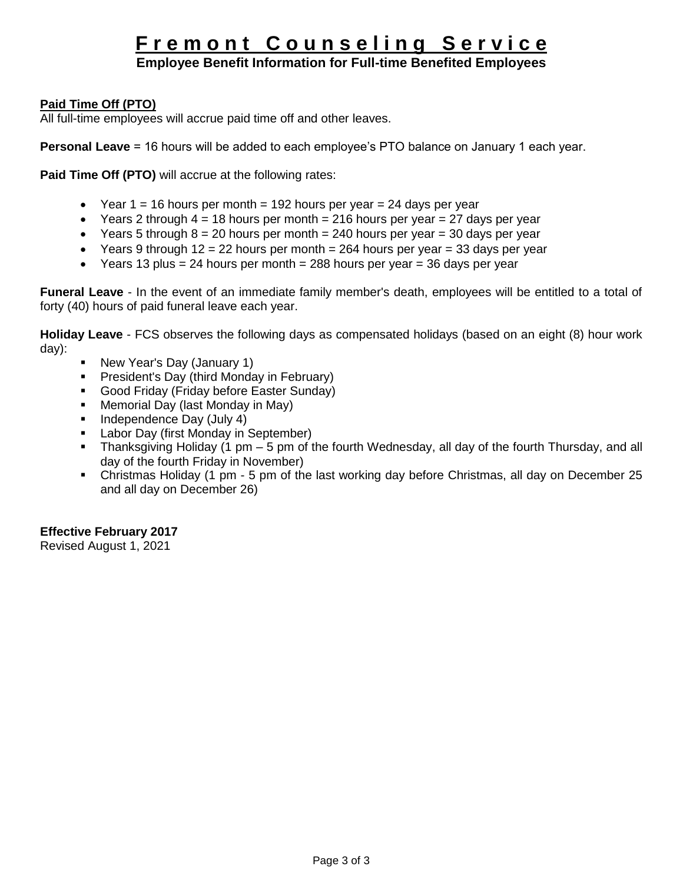# Fremont Counseling Service

**Employee Benefit Information for Full-time Benefited Employees**

**Paid Time Off (PTO)**

All full-time employees will accrue paid time off and other leaves.

**Personal Leave** = 16 hours will be added to each employee's PTO balance on January 1 each year.

**Paid Time Off (PTO)** will accrue at the following rates:

- Year 1 = 16 hours per month = 192 hours per year = 24 days per year
- Years 2 through 4 = 18 hours per month = 216 hours per year = 27 days per year
- Years 5 through 8 = 20 hours per month = 240 hours per year = 30 days per year
- Years 9 through 12 = 22 hours per month = 264 hours per year = 33 days per year
- Years 13 plus = 24 hours per month = 288 hours per year = 36 days per year

**Funeral Leave** - In the event of an immediate family member's death, employees will be entitled to a total of forty (40) hours of paid funeral leave each year.

**Holiday Leave** - FCS observes the following days as compensated holidays (based on an eight (8) hour work day):

- New Year's Day (January 1)
- President's Day (third Monday in February)
- Good Friday (Friday before Easter Sunday)
- Memorial Day (last Monday in May)
- Independence Day (July 4)
- Labor Day (first Monday in September)
- Thanksgiving Holiday (1 pm – 5 pm of the fourth Wednesday, all day of the fourth Thursday, and all day of the fourth Friday in November)
- Christmas Holiday (1 pm - 5 pm of the last working day before Christmas, all day on December 25 and all day on December 26)

**Effective February 2017**

Revised August 1, 2021